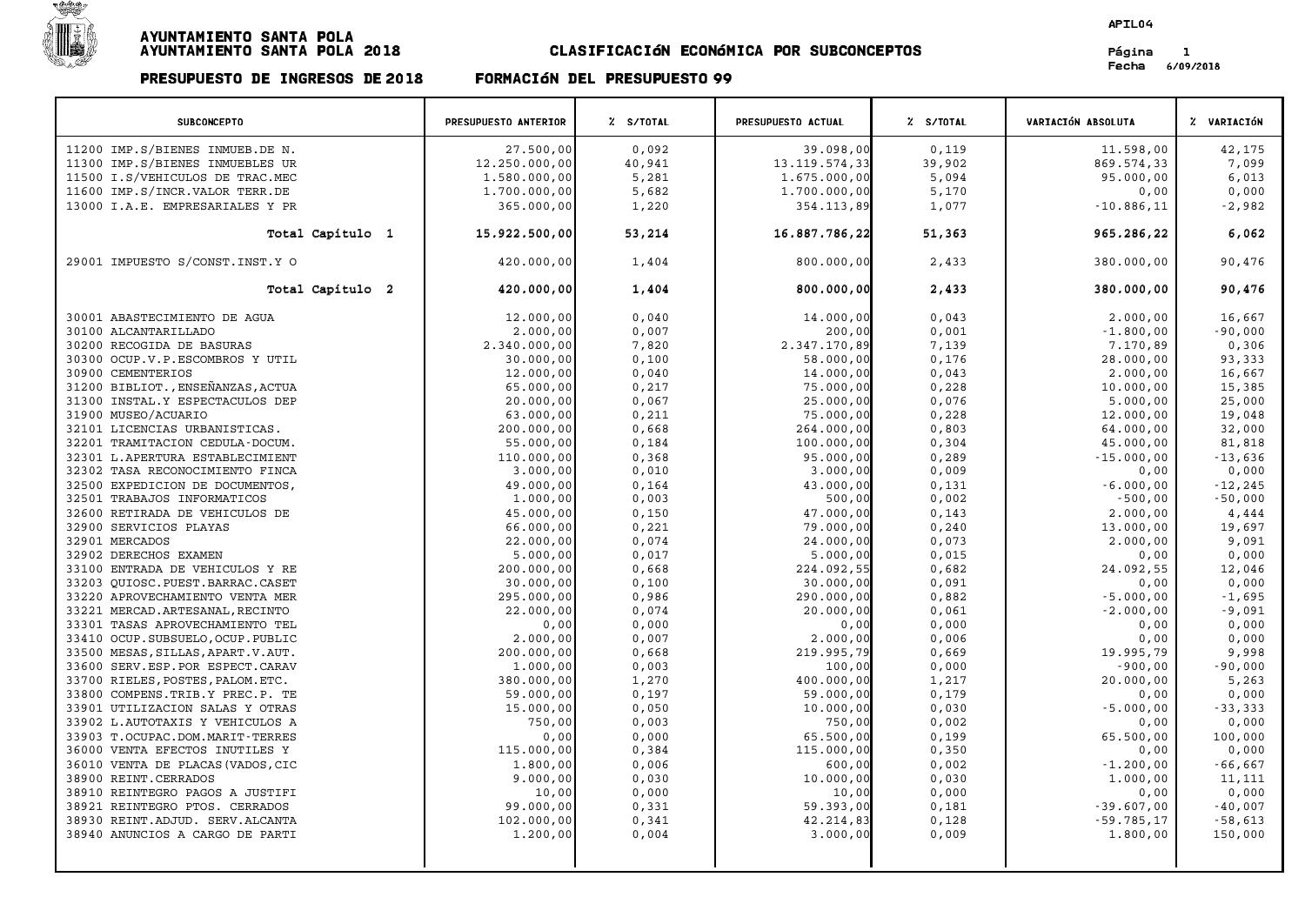# AYUNTAMIENTO SANTA POLA
## AYUNTAMIENTO SANTA POLA 2018

**CLASIFICACIÓN ECONÓMICA POR SUBCONCEPTOS**

APIL04

Página 1
Fecha 6/09/2018

**PRESUPUESTO DE INGRESOS DE 2018 FORMACIÓN DEL PRESUPUESTO 99**

| SUBCONCEPTO | PRESUPUESTO ANTERIOR | % S/TOTAL | PRESUPUESTO ACTUAL | % S/TOTAL | VARIACIÓN ABSOLUTA | % VARIACIÓN |
|---|---|---|---|---|---|---|
| 11200 IMP.S/BIENES INMUEB.DE N. | 27.500,00 | 0,092 | 39.098,00 | 0,119 | 11.598,00 | 42,175 |
| 11300 IMP.S/BIENES INMUEBLES UR | 12.250.000,00 | 40,941 | 13.119.574,33 | 39,902 | 869.574,33 | 7,099 |
| 11500 I.S/VEHICULOS DE TRAC.MEC | 1.580.000,00 | 5,281 | 1.675.000,00 | 5,094 | 95.000,00 | 6,013 |
| 11600 IMP.S/INCR.VALOR TERR.DE | 1.700.000,00 | 5,682 | 1.700.000,00 | 5,170 | 0,00 | 0,000 |
| 13000 I.A.E. EMPRESARIALES Y PR | 365.000,00 | 1,220 | 354.113,89 | 1,077 | -10.886,11 | -2,982 |
| **Total Capítulo 1** | **15.922.500,00** | **53,214** | **16.887.786,22** | **51,363** | **965.286,22** | **6,062** |
| 29001 IMPUESTO S/CONST.INST.Y O | 420.000,00 | 1,404 | 800.000,00 | 2,433 | 380.000,00 | 90,476 |
| **Total Capítulo 2** | **420.000,00** | **1,404** | **800.000,00** | **2,433** | **380.000,00** | **90,476** |
| 30001 ABASTECIMIENTO DE AGUA | 12.000,00 | 0,040 | 14.000,00 | 0,043 | 2.000,00 | 16,667 |
| 30100 ALCANTARILLADO | 2.000,00 | 0,007 | 200,00 | 0,001 | -1.800,00 | -90,000 |
| 30200 RECOGIDA DE BASURAS | 2.340.000,00 | 7,820 | 2.347.170,89 | 7,139 | 7.170,89 | 0,306 |
| 30300 OCUP.V.P.ESCOMBROS Y UTIL | 30.000,00 | 0,100 | 58.000,00 | 0,176 | 28.000,00 | 93,333 |
| 30900 CEMENTERIOS | 12.000,00 | 0,040 | 14.000,00 | 0,043 | 2.000,00 | 16,667 |
| 31200 BIBLIOT.,ENSEÑANZAS,ACTUA | 65.000,00 | 0,217 | 75.000,00 | 0,228 | 10.000,00 | 15,385 |
| 31300 INSTAL.Y ESPECTACULOS DEP | 20.000,00 | 0,067 | 25.000,00 | 0,076 | 5.000,00 | 25,000 |
| 31900 MUSEO/ACUARIO | 63.000,00 | 0,211 | 75.000,00 | 0,228 | 12.000,00 | 19,048 |
| 32101 LICENCIAS URBANISTICAS. | 200.000,00 | 0,668 | 264.000,00 | 0,803 | 64.000,00 | 32,000 |
| 32201 TRAMITACION CEDULA-DOCUM. | 55.000,00 | 0,184 | 100.000,00 | 0,304 | 45.000,00 | 81,818 |
| 32301 L.APERTURA ESTABLECIMIENT | 110.000,00 | 0,368 | 95.000,00 | 0,289 | -15.000,00 | -13,636 |
| 32302 TASA RECONOCIMIENTO FINCA | 3.000,00 | 0,010 | 3.000,00 | 0,009 | 0,00 | 0,000 |
| 32500 EXPEDICION DE DOCUMENTOS, | 49.000,00 | 0,164 | 43.000,00 | 0,131 | -6.000,00 | -12,245 |
| 32501 TRABAJOS INFORMATICOS | 1.000,00 | 0,003 | 500,00 | 0,002 | -500,00 | -50,000 |
| 32600 RETIRADA DE VEHICULOS DE | 45.000,00 | 0,150 | 47.000,00 | 0,143 | 2.000,00 | 4,444 |
| 32900 SERVICIOS PLAYAS | 66.000,00 | 0,221 | 79.000,00 | 0,240 | 13.000,00 | 19,697 |
| 32901 MERCADOS | 22.000,00 | 0,074 | 24.000,00 | 0,073 | 2.000,00 | 9,091 |
| 32902 DERECHOS EXAMEN | 5.000,00 | 0,017 | 5.000,00 | 0,015 | 0,00 | 0,000 |
| 33100 ENTRADA DE VEHICULOS Y RE | 200.000,00 | 0,668 | 224.092,55 | 0,682 | 24.092,55 | 12,046 |
| 33203 QUIOSC.PUEST.BARRAC.CASET | 30.000,00 | 0,100 | 30.000,00 | 0,091 | 0,00 | 0,000 |
| 33220 APROVECHAMIENTO VENTA MER | 295.000,00 | 0,986 | 290.000,00 | 0,882 | -5.000,00 | -1,695 |
| 33221 MERCAD.ARTESANAL,RECINTO | 22.000,00 | 0,074 | 20.000,00 | 0,061 | -2.000,00 | -9,091 |
| 33301 TASAS APROVECHAMIENTO TEL | 0,00 | 0,000 | 0,00 | 0,000 | 0,00 | 0,000 |
| 33410 OCUP.SUBSUELO,OCUP.PUBLIC | 2.000,00 | 0,007 | 2.000,00 | 0,006 | 0,00 | 0,000 |
| 33500 MESAS,SILLAS,APART.V.AUT. | 200.000,00 | 0,668 | 219.995,79 | 0,669 | 19.995,79 | 9,998 |
| 33600 SERV.ESP.POR ESPECT.CARAV | 1.000,00 | 0,003 | 100,00 | 0,000 | -900,00 | -90,000 |
| 33700 RIELES,POSTES,PALOM.ETC. | 380.000,00 | 1,270 | 400.000,00 | 1,217 | 20.000,00 | 5,263 |
| 33800 COMPENS.TRIB.Y PREC.P. TE | 59.000,00 | 0,197 | 59.000,00 | 0,179 | 0,00 | 0,000 |
| 33901 UTILIZACION SALAS Y OTRAS | 15.000,00 | 0,050 | 10.000,00 | 0,030 | -5.000,00 | -33,333 |
| 33902 L.AUTOTAXIS Y VEHICULOS A | 750,00 | 0,003 | 750,00 | 0,002 | 0,00 | 0,000 |
| 33903 T.OCUPAC.DOM.MARIT-TERRES | 0,00 | 0,000 | 65.500,00 | 0,199 | 65.500,00 | 100,000 |
| 36000 VENTA EFECTOS INUTILES Y | 115.000,00 | 0,384 | 115.000,00 | 0,350 | 0,00 | 0,000 |
| 36010 VENTA DE PLACAS(VADOS,CIC | 1.800,00 | 0,006 | 600,00 | 0,002 | -1.200,00 | -66,667 |
| 38900 REINT.CERRADOS | 9.000,00 | 0,030 | 10.000,00 | 0,030 | 1.000,00 | 11,111 |
| 38910 REINTEGRO PAGOS A JUSTIFI | 10,00 | 0,000 | 10,00 | 0,000 | 0,00 | 0,000 |
| 38921 REINTEGRO PTOS. CERRADOS | 99.000,00 | 0,331 | 59.393,00 | 0,181 | -39.607,00 | -40,007 |
| 38930 REINT.ADJUD. SERV.ALCANTA | 102.000,00 | 0,341 | 42.214,83 | 0,128 | -59.785,17 | -58,613 |
| 38940 ANUNCIOS A CARGO DE PARTI | 1.200,00 | 0,004 | 3.000,00 | 0,009 | 1.800,00 | 150,000 |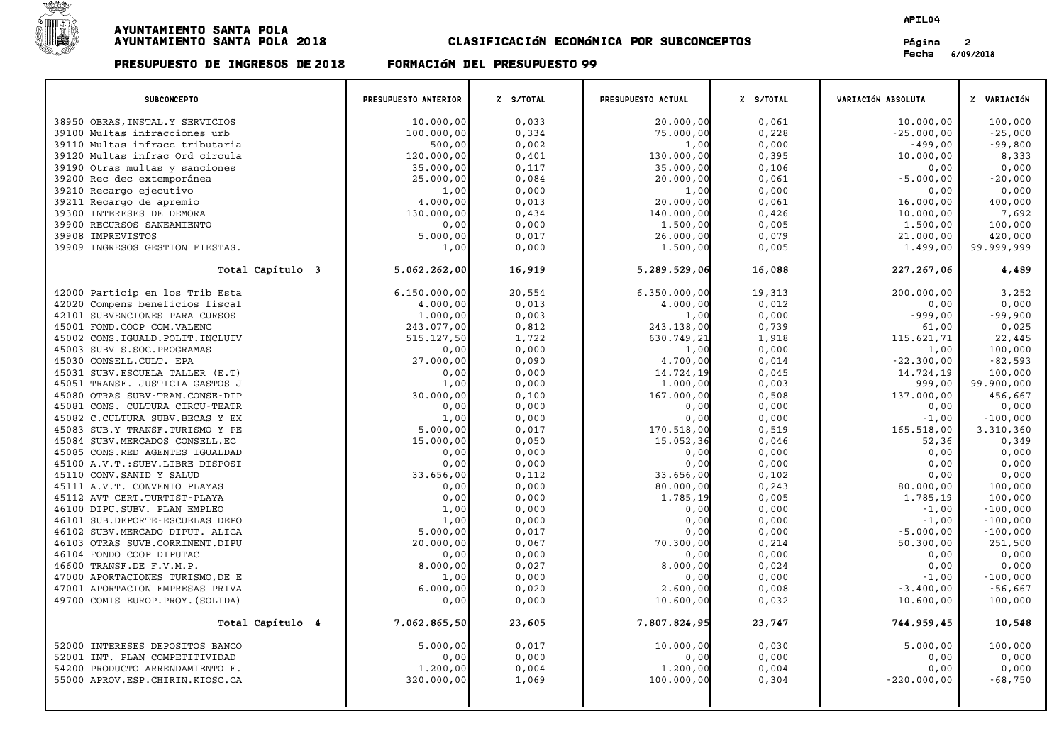# AYUNTAMIENTO SANTA POLA
# AYUNTAMIENTO SANTA POLA 2018

## CLASIFICACIÓN ECONÓMICA POR SUBCONCEPTOS

APIL04

Fecha 6/09/2018

## PRESUPUESTO DE INGRESOS DE 2018 — FORMACIÓN DEL PRESUPUESTO 99

| SUBCONCEPTO | PRESUPUESTO ANTERIOR | % S/TOTAL | PRESUPUESTO ACTUAL | % S/TOTAL | VARIACIÓN ABSOLUTA | % VARIACIÓN |
|---|---|---|---|---|---|---|
| 38950 OBRAS,INSTAL.Y SERVICIOS | 10.000,00 | 0,033 | 20.000,00 | 0,061 | 10.000,00 | 100,000 |
| 39100 Multas infracciones urb | 100.000,00 | 0,334 | 75.000,00 | 0,228 | -25.000,00 | -25,000 |
| 39110 Multas infracc tributaria | 500,00 | 0,002 | 1,00 | 0,000 | -499,00 | -99,800 |
| 39120 Multas infrac Ord circula | 120.000,00 | 0,401 | 130.000,00 | 0,395 | 10.000,00 | 8,333 |
| 39190 Otras multas y sanciones | 35.000,00 | 0,117 | 35.000,00 | 0,106 | 0,00 | 0,000 |
| 39200 Rec dec extemporánea | 25.000,00 | 0,084 | 20.000,00 | 0,061 | -5.000,00 | -20,000 |
| 39210 Recargo ejecutivo | 1,00 | 0,000 | 1,00 | 0,000 | 0,00 | 0,000 |
| 39211 Recargo de apremio | 4.000,00 | 0,013 | 20.000,00 | 0,061 | 16.000,00 | 400,000 |
| 39300 INTERESES DE DEMORA | 130.000,00 | 0,434 | 140.000,00 | 0,426 | 10.000,00 | 7,692 |
| 39900 RECURSOS SANEAMIENTO | 0,00 | 0,000 | 1.500,00 | 0,005 | 1.500,00 | 100,000 |
| 39908 IMPREVISTOS | 5.000,00 | 0,017 | 26.000,00 | 0,079 | 21.000,00 | 420,000 |
| 39909 INGRESOS GESTION FIESTAS. | 1,00 | 0,000 | 1.500,00 | 0,005 | 1.499,00 | 99.999,999 |
| **Total Capítulo 3** | **5.062.262,00** | **16,919** | **5.289.529,06** | **16,088** | **227.267,06** | **4,489** |
| 42000 Particip en los Trib Esta | 6.150.000,00 | 20,554 | 6.350.000,00 | 19,313 | 200.000,00 | 3,252 |
| 42020 Compens beneficios fiscal | 4.000,00 | 0,013 | 4.000,00 | 0,012 | 0,00 | 0,000 |
| 42101 SUBVENCIONES PARA CURSOS | 1.000,00 | 0,003 | 1,00 | 0,000 | -999,00 | -99,900 |
| 45001 FOND.COOP COM.VALENC | 243.077,00 | 0,812 | 243.138,00 | 0,739 | 61,00 | 0,025 |
| 45002 CONS.IGUALD.POLIT.INCLUIV | 515.127,50 | 1,722 | 630.749,21 | 1,918 | 115.621,71 | 22,445 |
| 45003 SUBV S.SOC.PROGRAMAS | 0,00 | 0,000 | 1,00 | 0,000 | 1,00 | 100,000 |
| 45030 CONSELL.CULT. EPA | 27.000,00 | 0,090 | 4.700,00 | 0,014 | -22.300,00 | -82,593 |
| 45031 SUBV.ESCUELA TALLER (E.T) | 0,00 | 0,000 | 14.724,19 | 0,045 | 14.724,19 | 100,000 |
| 45051 TRANSF. JUSTICIA GASTOS J | 1,00 | 0,000 | 1.000,00 | 0,003 | 999,00 | 99.900,000 |
| 45080 OTRAS SUBV-TRAN.CONSE-DIP | 30.000,00 | 0,100 | 167.000,00 | 0,508 | 137.000,00 | 456,667 |
| 45081 CONS. CULTURA CIRCU-TEATR | 0,00 | 0,000 | 0,00 | 0,000 | 0,00 | 0,000 |
| 45082 C.CULTURA SUBV.BECAS Y EX | 1,00 | 0,000 | 0,00 | 0,000 | -1,00 | -100,000 |
| 45083 SUB.Y TRANSF.TURISMO Y PE | 5.000,00 | 0,017 | 170.518,00 | 0,519 | 165.518,00 | 3.310,360 |
| 45084 SUBV.MERCADOS CONSELL.EC | 15.000,00 | 0,050 | 15.052,36 | 0,046 | 52,36 | 0,349 |
| 45085 CONS.RED AGENTES IGUALDAD | 0,00 | 0,000 | 0,00 | 0,000 | 0,00 | 0,000 |
| 45100 A.V.T.:SUBV.LIBRE DISPOSI | 0,00 | 0,000 | 0,00 | 0,000 | 0,00 | 0,000 |
| 45110 CONV.SANID Y SALUD | 33.656,00 | 0,112 | 33.656,00 | 0,102 | 0,00 | 0,000 |
| 45111 A.V.T. CONVENIO PLAYAS | 0,00 | 0,000 | 80.000,00 | 0,243 | 80.000,00 | 100,000 |
| 45112 AVT CERT.TURTIST-PLAYA | 0,00 | 0,000 | 1.785,19 | 0,005 | 1.785,19 | 100,000 |
| 46100 DIPU.SUBV. PLAN EMPLEO | 1,00 | 0,000 | 0,00 | 0,000 | -1,00 | -100,000 |
| 46101 SUB.DEPORTE-ESCUELAS DEPO | 1,00 | 0,000 | 0,00 | 0,000 | -1,00 | -100,000 |
| 46102 SUBV.MERCADO DIPUT. ALICA | 5.000,00 | 0,017 | 0,00 | 0,000 | -5.000,00 | -100,000 |
| 46103 OTRAS SUVB.CORRINENT.DIPU | 20.000,00 | 0,067 | 70.300,00 | 0,214 | 50.300,00 | 251,500 |
| 46104 FONDO COOP DIPUTAC | 0,00 | 0,000 | 0,00 | 0,000 | 0,00 | 0,000 |
| 46600 TRANSF.DE F.V.M.P. | 8.000,00 | 0,027 | 8.000,00 | 0,024 | 0,00 | 0,000 |
| 47000 APORTACIONES TURISMO,DE E | 1,00 | 0,000 | 0,00 | 0,000 | -1,00 | -100,000 |
| 47001 APORTACION EMPRESAS PRIVA | 6.000,00 | 0,020 | 2.600,00 | 0,008 | -3.400,00 | -56,667 |
| 49700 COMIS EUROP.PROY.(SOLIDA) | 0,00 | 0,000 | 10.600,00 | 0,032 | 10.600,00 | 100,000 |
| **Total Capítulo 4** | **7.062.865,50** | **23,605** | **7.807.824,95** | **23,747** | **744.959,45** | **10,548** |
| 52000 INTERESES DEPOSITOS BANCO | 5.000,00 | 0,017 | 10.000,00 | 0,030 | 5.000,00 | 100,000 |
| 52001 INT. PLAN COMPETITIVIDAD | 0,00 | 0,000 | 0,00 | 0,000 | 0,00 | 0,000 |
| 54200 PRODUCTO ARRENDAMIENTO F. | 1.200,00 | 0,004 | 1.200,00 | 0,004 | 0,00 | 0,000 |
| 55000 APROV.ESP.CHIRIN.KIOSC.CA | 320.000,00 | 1,069 | 100.000,00 | 0,304 | -220.000,00 | -68,750 |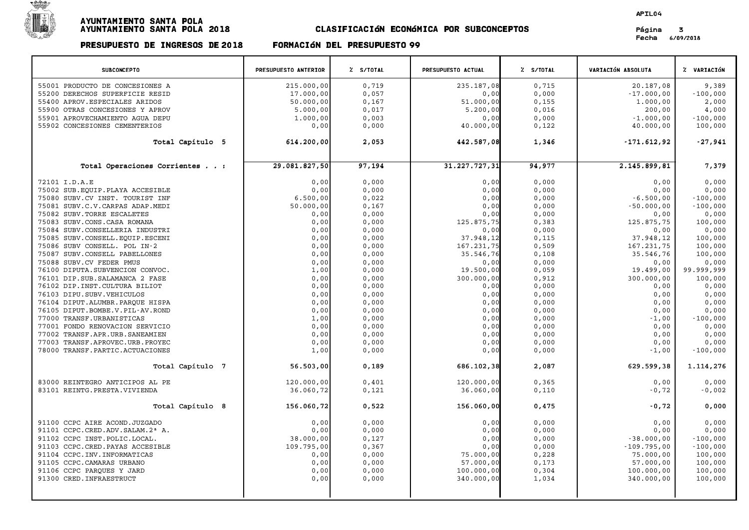# AYUNTAMIENTO SANTA POLA
# AYUNTAMIENTO SANTA POLA 2018

## CLASIFICACIóN ECONóMICA POR SUBCONCEPTOS

APIL04

Fecha 6/09/2018

## PRESUPUESTO DE INGRESOS DE 2018 FORMACIóN DEL PRESUPUESTO 99

| SUBCONCEPTO | PRESUPUESTO ANTERIOR | % S/TOTAL | PRESUPUESTO ACTUAL | % S/TOTAL | VARIACIÓN ABSOLUTA | % VARIACIÓN |
|---|---|---|---|---|---|---|
| 55001 PRODUCTO DE CONCESIONES A | 215.000,00 | 0,719 | 235.187,08 | 0,715 | 20.187,08 | 9,389 |
| 55200 DERECHOS SUPERFICIE RESID | 17.000,00 | 0,057 | 0,00 | 0,000 | -17.000,00 | -100,000 |
| 55400 APROV.ESPECIALES ARIDOS | 50.000,00 | 0,167 | 51.000,00 | 0,155 | 1.000,00 | 2,000 |
| 55900 OTRAS CONCESIONES Y APROV | 5.000,00 | 0,017 | 5.200,00 | 0,016 | 200,00 | 4,000 |
| 55901 APROVECHAMIENTO AGUA DEPU | 1.000,00 | 0,003 | 0,00 | 0,000 | -1.000,00 | -100,000 |
| 55902 CONCESIONES CEMENTERIOS | 0,00 | 0,000 | 40.000,00 | 0,122 | 40.000,00 | 100,000 |
| **Total Capítulo 5** | **614.200,00** | **2,053** | **442.587,08** | **1,346** | **-171.612,92** | **-27,941** |
| **Total Operaciones Corrientes . . :** | **29.081.827,50** | **97,194** | **31.227.727,31** | **94,977** | **2.145.899,81** | **7,379** |
| 72101 I.D.A.E | 0,00 | 0,000 | 0,00 | 0,000 | 0,00 | 0,000 |
| 75002 SUB.EQUIP.PLAYA ACCESIBLE | 0,00 | 0,000 | 0,00 | 0,000 | 0,00 | 0,000 |
| 75080 SUBV.CV INST. TOURIST INF | 6.500,00 | 0,022 | 0,00 | 0,000 | -6.500,00 | -100,000 |
| 75081 SUBV.C.V.CARPAS ADAP.MEDI | 50.000,00 | 0,167 | 0,00 | 0,000 | -50.000,00 | -100,000 |
| 75082 SUBV.TORRE ESCALETES | 0,00 | 0,000 | 0,00 | 0,000 | 0,00 | 0,000 |
| 75083 SUBV.CONS.CASA ROMANA | 0,00 | 0,000 | 125.875,75 | 0,383 | 125.875,75 | 100,000 |
| 75084 SUBV.CONSELLERIA INDUSTRI | 0,00 | 0,000 | 0,00 | 0,000 | 0,00 | 0,000 |
| 75085 SUBV.CONSELL.EQUIP.ESCENI | 0,00 | 0,000 | 37.948,12 | 0,115 | 37.948,12 | 100,000 |
| 75086 SUBV CONSELL. POL IN-2 | 0,00 | 0,000 | 167.231,75 | 0,509 | 167.231,75 | 100,000 |
| 75087 SUBV.CONSELL PABELLONES | 0,00 | 0,000 | 35.546,76 | 0,108 | 35.546,76 | 100,000 |
| 75088 SUBV.CV FEDER PMUS | 0,00 | 0,000 | 0,00 | 0,000 | 0,00 | 0,000 |
| 76100 DIPUTA.SUBVENCION CONVOC. | 1,00 | 0,000 | 19.500,00 | 0,059 | 19.499,00 | 99.999,999 |
| 76101 DIP.SUB.SALAMANCA 2 FASE | 0,00 | 0,000 | 300.000,00 | 0,912 | 300.000,00 | 100,000 |
| 76102 DIP.INST.CULTURA BILIOT | 0,00 | 0,000 | 0,00 | 0,000 | 0,00 | 0,000 |
| 76103 DIPU.SUBV.VEHICULOS | 0,00 | 0,000 | 0,00 | 0,000 | 0,00 | 0,000 |
| 76104 DIPUT.ALUMBR.PARQUE HISPA | 0,00 | 0,000 | 0,00 | 0,000 | 0,00 | 0,000 |
| 76105 DIPUT.BOMBE.V.PIL-AV.ROND | 0,00 | 0,000 | 0,00 | 0,000 | 0,00 | 0,000 |
| 77000 TRANSF.URBANISTICAS | 1,00 | 0,000 | 0,00 | 0,000 | -1,00 | -100,000 |
| 77001 FONDO RENOVACION SERVICIO | 0,00 | 0,000 | 0,00 | 0,000 | 0,00 | 0,000 |
| 77002 TRANSF.APR.URB.SANEAMIEN | 0,00 | 0,000 | 0,00 | 0,000 | 0,00 | 0,000 |
| 77003 TRANSF.APROVEC.URB.PROYEC | 0,00 | 0,000 | 0,00 | 0,000 | 0,00 | 0,000 |
| 78000 TRANSF.PARTIC.ACTUACIONES | 1,00 | 0,000 | 0,00 | 0,000 | -1,00 | -100,000 |
| **Total Capítulo 7** | **56.503,00** | **0,189** | **686.102,38** | **2,087** | **629.599,38** | **1.114,276** |
| 83000 REINTEGRO ANTICIPOS AL PE | 120.000,00 | 0,401 | 120.000,00 | 0,365 | 0,00 | 0,000 |
| 83101 REINTG.PRESTA.VIVIENDA | 36.060,72 | 0,121 | 36.060,00 | 0,110 | -0,72 | -0,002 |
| **Total Capítulo 8** | **156.060,72** | **0,522** | **156.060,00** | **0,475** | **-0,72** | **0,000** |
| 91100 CCPC AIRE ACOND.JUZGADO | 0,00 | 0,000 | 0,00 | 0,000 | 0,00 | 0,000 |
| 91101 CCPC.CRED.ADV.SALAM.2ª A. | 0,00 | 0,000 | 0,00 | 0,000 | 0,00 | 0,000 |
| 91102 CCPC INST.POLIC.LOCAL. | 38.000,00 | 0,127 | 0,00 | 0,000 | -38.000,00 | -100,000 |
| 91103 CCPC.CRED.PAYAS ACCESIBLE | 109.795,00 | 0,367 | 0,00 | 0,000 | -109.795,00 | -100,000 |
| 91104 CCPC.INV.INFORMATICAS | 0,00 | 0,000 | 75.000,00 | 0,228 | 75.000,00 | 100,000 |
| 91105 CCPC.CAMARAS URBANO | 0,00 | 0,000 | 57.000,00 | 0,173 | 57.000,00 | 100,000 |
| 91106 CCPC PARQUES Y JARD | 0,00 | 0,000 | 100.000,00 | 0,304 | 100.000,00 | 100,000 |
| 91300 CRED.INFRAESTRUCT | 0,00 | 0,000 | 340.000,00 | 1,034 | 340.000,00 | 100,000 |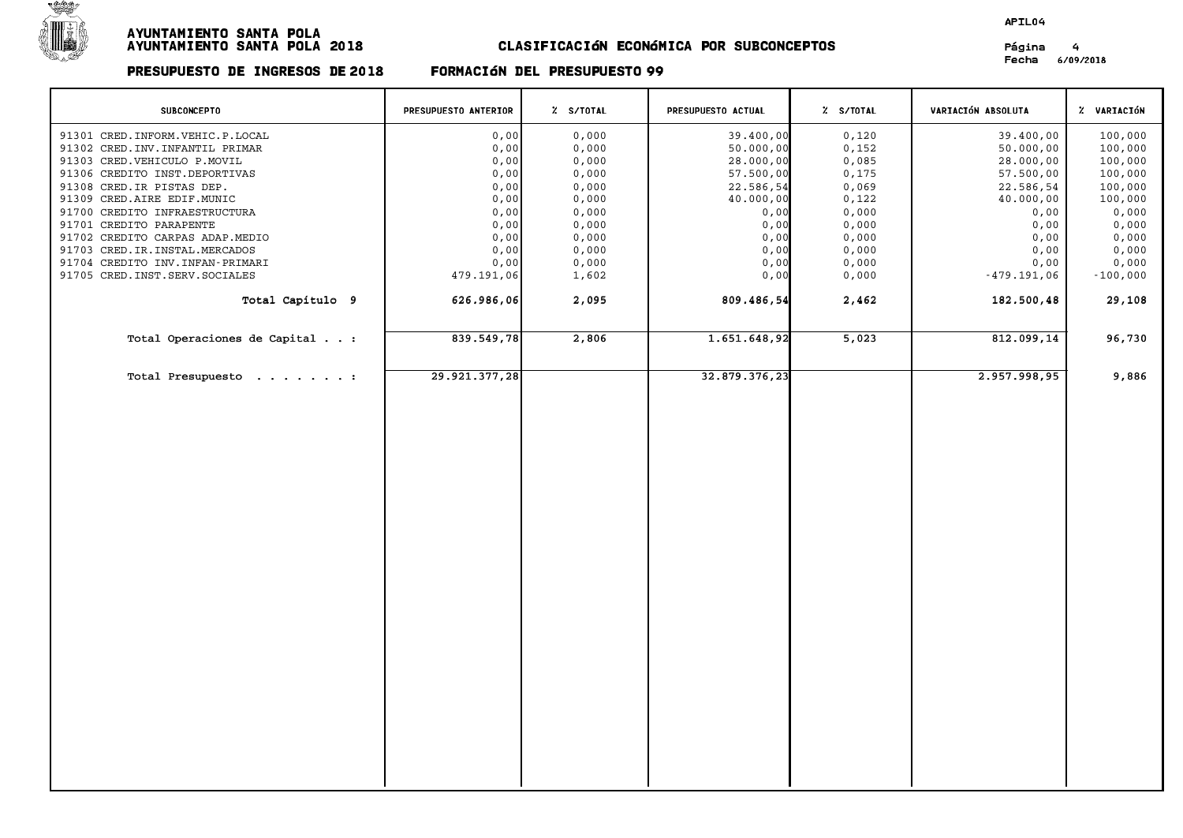# AYUNTAMIENTO SANTA POLA
# AYUNTAMIENTO SANTA POLA 2018

## CLASIFICACIÓN ECONÓMICA POR SUBCONCEPTOS

**PRESUPUESTO DE INGRESOS DE 2018 FORMACIÓN DEL PRESUPUESTO 99**

| SUBCONCEPTO | PRESUPUESTO ANTERIOR | % S/TOTAL | PRESUPUESTO ACTUAL | % S/TOTAL | VARIACIÓN ABSOLUTA | % VARIACIÓN |
|---|---|---|---|---|---|---|
| 91301 CRED.INFORM.VEHIC.P.LOCAL | 0,00 | 0,000 | 39.400,00 | 0,120 | 39.400,00 | 100,000 |
| 91302 CRED.INV.INFANTIL PRIMAR | 0,00 | 0,000 | 50.000,00 | 0,152 | 50.000,00 | 100,000 |
| 91303 CRED.VEHICULO P.MOVIL | 0,00 | 0,000 | 28.000,00 | 0,085 | 28.000,00 | 100,000 |
| 91306 CREDITO INST.DEPORTIVAS | 0,00 | 0,000 | 57.500,00 | 0,175 | 57.500,00 | 100,000 |
| 91308 CRED.IR PISTAS DEP. | 0,00 | 0,000 | 22.586,54 | 0,069 | 22.586,54 | 100,000 |
| 91309 CRED.AIRE EDIF.MUNIC | 0,00 | 0,000 | 40.000,00 | 0,122 | 40.000,00 | 100,000 |
| 91700 CREDITO INFRAESTRUCTURA | 0,00 | 0,000 | 0,00 | 0,000 | 0,00 | 0,000 |
| 91701 CREDITO PARAPENTE | 0,00 | 0,000 | 0,00 | 0,000 | 0,00 | 0,000 |
| 91702 CREDITO CARPAS ADAP.MEDIO | 0,00 | 0,000 | 0,00 | 0,000 | 0,00 | 0,000 |
| 91703 CRED.IR.INSTAL.MERCADOS | 0,00 | 0,000 | 0,00 | 0,000 | 0,00 | 0,000 |
| 91704 CREDITO INV.INFAN-PRIMARI | 0,00 | 0,000 | 0,00 | 0,000 | 0,00 | 0,000 |
| 91705 CRED.INST.SERV.SOCIALES | 479.191,06 | 1,602 | 0,00 | 0,000 | -479.191,06 | -100,000 |
| **Total Capítulo 9** | **626.986,06** | **2,095** | **809.486,54** | **2,462** | **182.500,48** | **29,108** |
| **Total Operaciones de Capital . . :** | **839.549,78** | **2,806** | **1.651.648,92** | **5,023** | **812.099,14** | **96,730** |
| **Total Presupuesto . . . . . . . :** | **29.921.377,28** | | **32.879.376,23** | | **2.957.998,95** | **9,886** |